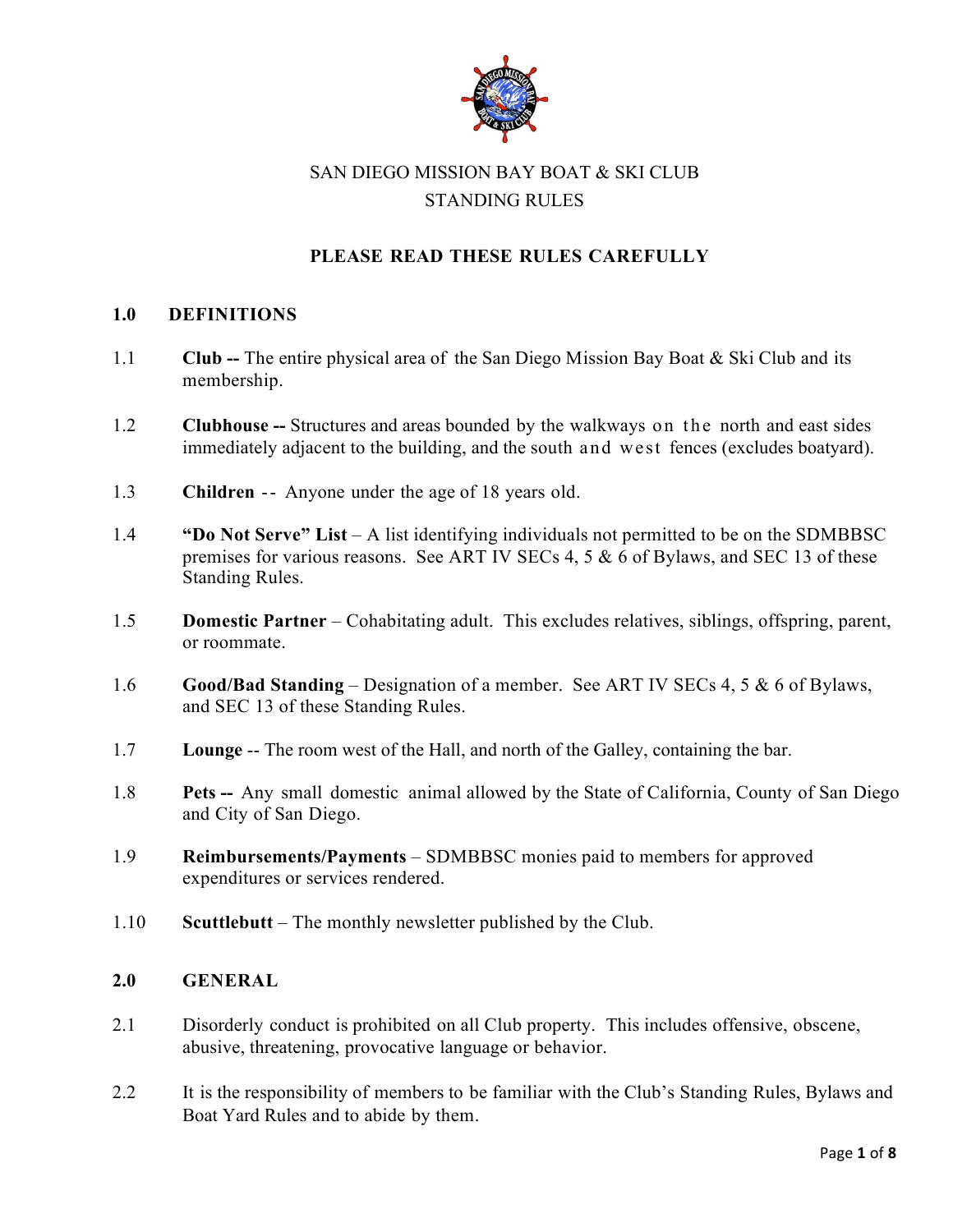# SAN DIEGO MISSION BAY BOAT & SKI CLUB
# STANDING RULES

**PLEASE READ THESE RULES CAREFULLY**

## 1.0 DEFINITIONS

1.1 **Club --** The entire physical area of the San Diego Mission Bay Boat & Ski Club and its membership.

1.2 **Clubhouse --** Structures and areas bounded by the walkways on the north and east sides immediately adjacent to the building, and the south and west fences (excludes boatyard).

1.3 **Children** -- Anyone under the age of 18 years old.

1.4 **"Do Not Serve" List** – A list identifying individuals not permitted to be on the SDMBBSC premises for various reasons. See ART IV SECs 4, 5 & 6 of Bylaws, and SEC 13 of these Standing Rules.

1.5 **Domestic Partner** – Cohabitating adult. This excludes relatives, siblings, offspring, parent, or roommate.

1.6 **Good/Bad Standing** – Designation of a member. See ART IV SECs 4, 5 & 6 of Bylaws, and SEC 13 of these Standing Rules.

1.7 **Lounge** -- The room west of the Hall, and north of the Galley, containing the bar.

1.8 **Pets --** Any small domestic animal allowed by the State of California, County of San Diego and City of San Diego.

1.9 **Reimbursements/Payments** – SDMBBSC monies paid to members for approved expenditures or services rendered.

1.10 **Scuttlebutt** – The monthly newsletter published by the Club.

## 2.0 GENERAL

2.1 Disorderly conduct is prohibited on all Club property. This includes offensive, obscene, abusive, threatening, provocative language or behavior.

2.2 It is the responsibility of members to be familiar with the Club's Standing Rules, Bylaws and Boat Yard Rules and to abide by them.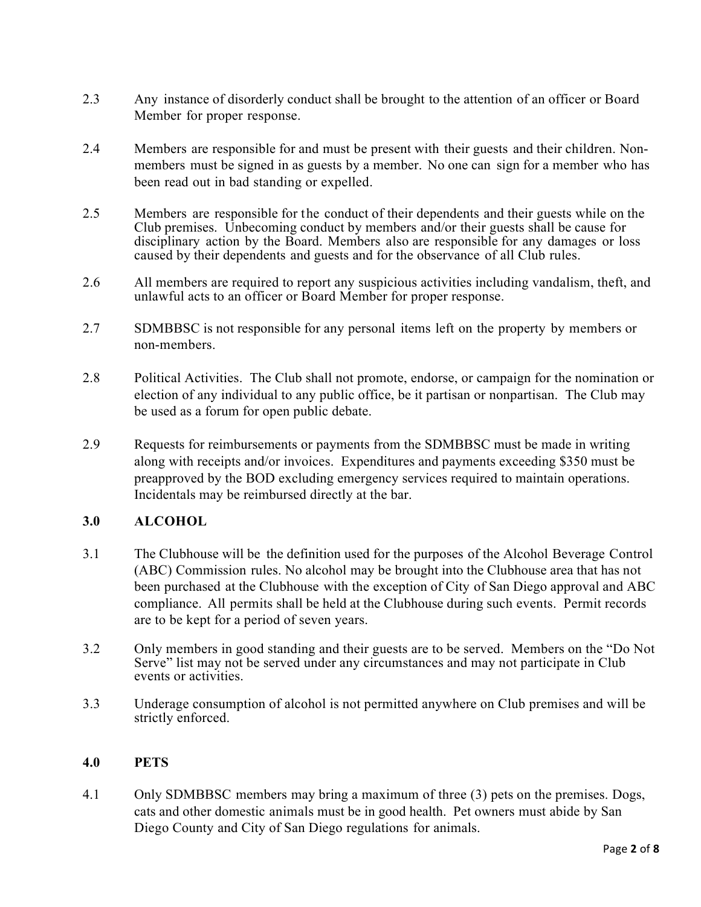2.3 Any instance of disorderly conduct shall be brought to the attention of an officer or Board Member for proper response.

2.4 Members are responsible for and must be present with their guests and their children. Non-members must be signed in as guests by a member. No one can sign for a member who has been read out in bad standing or expelled.

2.5 Members are responsible for the conduct of their dependents and their guests while on the Club premises. Unbecoming conduct by members and/or their guests shall be cause for disciplinary action by the Board. Members also are responsible for any damages or loss caused by their dependents and guests and for the observance of all Club rules.

2.6 All members are required to report any suspicious activities including vandalism, theft, and unlawful acts to an officer or Board Member for proper response.

2.7 SDMBBSC is not responsible for any personal items left on the property by members or non-members.

2.8 Political Activities. The Club shall not promote, endorse, or campaign for the nomination or election of any individual to any public office, be it partisan or nonpartisan. The Club may be used as a forum for open public debate.

2.9 Requests for reimbursements or payments from the SDMBBSC must be made in writing along with receipts and/or invoices. Expenditures and payments exceeding $350 must be preapproved by the BOD excluding emergency services required to maintain operations. Incidentals may be reimbursed directly at the bar.

## 3.0 ALCOHOL

3.1 The Clubhouse will be the definition used for the purposes of the Alcohol Beverage Control (ABC) Commission rules. No alcohol may be brought into the Clubhouse area that has not been purchased at the Clubhouse with the exception of City of San Diego approval and ABC compliance. All permits shall be held at the Clubhouse during such events. Permit records are to be kept for a period of seven years.

3.2 Only members in good standing and their guests are to be served. Members on the "Do Not Serve" list may not be served under any circumstances and may not participate in Club events or activities.

3.3 Underage consumption of alcohol is not permitted anywhere on Club premises and will be strictly enforced.

## 4.0 PETS

4.1 Only SDMBBSC members may bring a maximum of three (3) pets on the premises. Dogs, cats and other domestic animals must be in good health. Pet owners must abide by San Diego County and City of San Diego regulations for animals.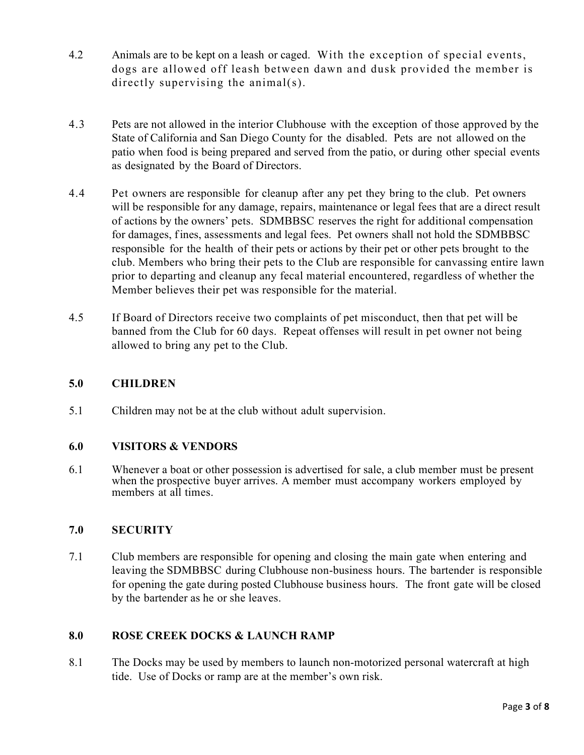4.2 Animals are to be kept on a leash or caged. With the exception of special events, dogs are allowed off leash between dawn and dusk provided the member is directly supervising the animal(s).

4.3 Pets are not allowed in the interior Clubhouse with the exception of those approved by the State of California and San Diego County for the disabled. Pets are not allowed on the patio when food is being prepared and served from the patio, or during other special events as designated by the Board of Directors.

4.4 Pet owners are responsible for cleanup after any pet they bring to the club. Pet owners will be responsible for any damage, repairs, maintenance or legal fees that are a direct result of actions by the owners' pets. SDMBBSC reserves the right for additional compensation for damages, fines, assessments and legal fees. Pet owners shall not hold the SDMBBSC responsible for the health of their pets or actions by their pet or other pets brought to the club. Members who bring their pets to the Club are responsible for canvassing entire lawn prior to departing and cleanup any fecal material encountered, regardless of whether the Member believes their pet was responsible for the material.

4.5 If Board of Directors receive two complaints of pet misconduct, then that pet will be banned from the Club for 60 days. Repeat offenses will result in pet owner not being allowed to bring any pet to the Club.

## 5.0 CHILDREN

5.1 Children may not be at the club without adult supervision.

## 6.0 VISITORS & VENDORS

6.1 Whenever a boat or other possession is advertised for sale, a club member must be present when the prospective buyer arrives. A member must accompany workers employed by members at all times.

## 7.0 SECURITY

7.1 Club members are responsible for opening and closing the main gate when entering and leaving the SDMBBSC during Clubhouse non-business hours. The bartender is responsible for opening the gate during posted Clubhouse business hours. The front gate will be closed by the bartender as he or she leaves.

## 8.0 ROSE CREEK DOCKS & LAUNCH RAMP

8.1 The Docks may be used by members to launch non-motorized personal watercraft at high tide. Use of Docks or ramp are at the member's own risk.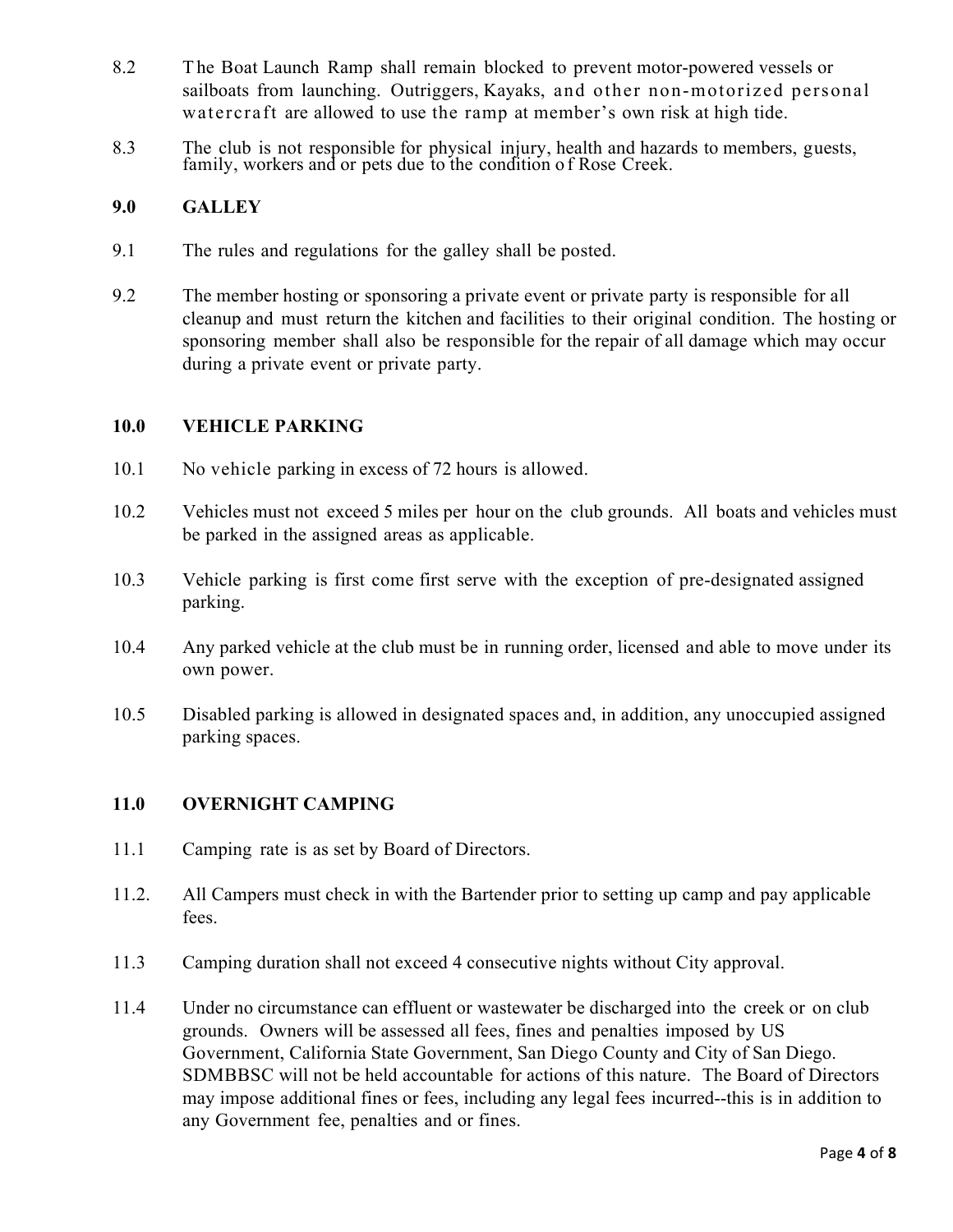8.2 The Boat Launch Ramp shall remain blocked to prevent motor-powered vessels or sailboats from launching. Outriggers, Kayaks, and other non-motorized personal watercraft are allowed to use the ramp at member's own risk at high tide.

8.3 The club is not responsible for physical injury, health and hazards to members, guests, family, workers and or pets due to the condition of Rose Creek.

## 9.0 GALLEY

9.1 The rules and regulations for the galley shall be posted.

9.2 The member hosting or sponsoring a private event or private party is responsible for all cleanup and must return the kitchen and facilities to their original condition. The hosting or sponsoring member shall also be responsible for the repair of all damage which may occur during a private event or private party.

## 10.0 VEHICLE PARKING

10.1 No vehicle parking in excess of 72 hours is allowed.

10.2 Vehicles must not exceed 5 miles per hour on the club grounds. All boats and vehicles must be parked in the assigned areas as applicable.

10.3 Vehicle parking is first come first serve with the exception of pre-designated assigned parking.

10.4 Any parked vehicle at the club must be in running order, licensed and able to move under its own power.

10.5 Disabled parking is allowed in designated spaces and, in addition, any unoccupied assigned parking spaces.

## 11.0 OVERNIGHT CAMPING

11.1 Camping rate is as set by Board of Directors.

11.2. All Campers must check in with the Bartender prior to setting up camp and pay applicable fees.

11.3 Camping duration shall not exceed 4 consecutive nights without City approval.

11.4 Under no circumstance can effluent or wastewater be discharged into the creek or on club grounds. Owners will be assessed all fees, fines and penalties imposed by US Government, California State Government, San Diego County and City of San Diego. SDMBBSC will not be held accountable for actions of this nature. The Board of Directors may impose additional fines or fees, including any legal fees incurred--this is in addition to any Government fee, penalties and or fines.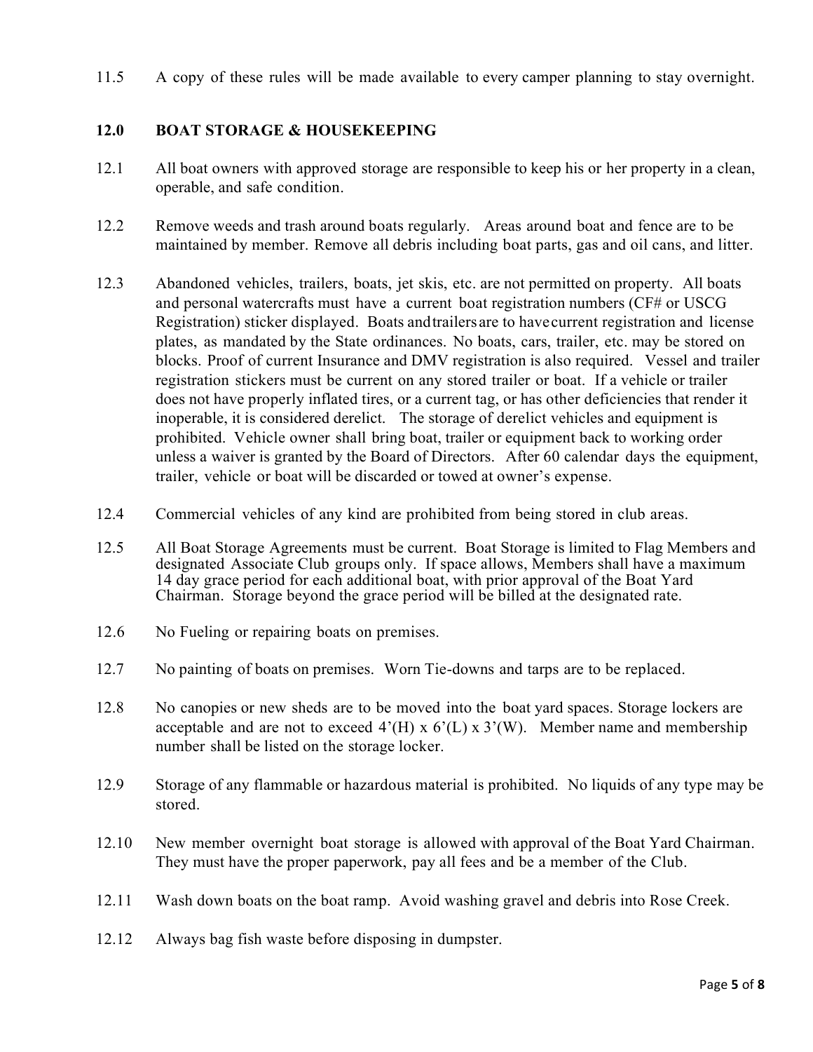11.5 A copy of these rules will be made available to every camper planning to stay overnight.

## 12.0 BOAT STORAGE & HOUSEKEEPING

12.1 All boat owners with approved storage are responsible to keep his or her property in a clean, operable, and safe condition.

12.2 Remove weeds and trash around boats regularly. Areas around boat and fence are to be maintained by member. Remove all debris including boat parts, gas and oil cans, and litter.

12.3 Abandoned vehicles, trailers, boats, jet skis, etc. are not permitted on property. All boats and personal watercrafts must have a current boat registration numbers (CF# or USCG Registration) sticker displayed. Boats and trailers are to have current registration and license plates, as mandated by the State ordinances. No boats, cars, trailer, etc. may be stored on blocks. Proof of current Insurance and DMV registration is also required. Vessel and trailer registration stickers must be current on any stored trailer or boat. If a vehicle or trailer does not have properly inflated tires, or a current tag, or has other deficiencies that render it inoperable, it is considered derelict. The storage of derelict vehicles and equipment is prohibited. Vehicle owner shall bring boat, trailer or equipment back to working order unless a waiver is granted by the Board of Directors. After 60 calendar days the equipment, trailer, vehicle or boat will be discarded or towed at owner's expense.

12.4 Commercial vehicles of any kind are prohibited from being stored in club areas.

12.5 All Boat Storage Agreements must be current. Boat Storage is limited to Flag Members and designated Associate Club groups only. If space allows, Members shall have a maximum 14 day grace period for each additional boat, with prior approval of the Boat Yard Chairman. Storage beyond the grace period will be billed at the designated rate.

12.6 No Fueling or repairing boats on premises.

12.7 No painting of boats on premises. Worn Tie-downs and tarps are to be replaced.

12.8 No canopies or new sheds are to be moved into the boat yard spaces. Storage lockers are acceptable and are not to exceed 4'(H) x 6'(L) x 3'(W). Member name and membership number shall be listed on the storage locker.

12.9 Storage of any flammable or hazardous material is prohibited. No liquids of any type may be stored.

12.10 New member overnight boat storage is allowed with approval of the Boat Yard Chairman. They must have the proper paperwork, pay all fees and be a member of the Club.

12.11 Wash down boats on the boat ramp. Avoid washing gravel and debris into Rose Creek.

12.12 Always bag fish waste before disposing in dumpster.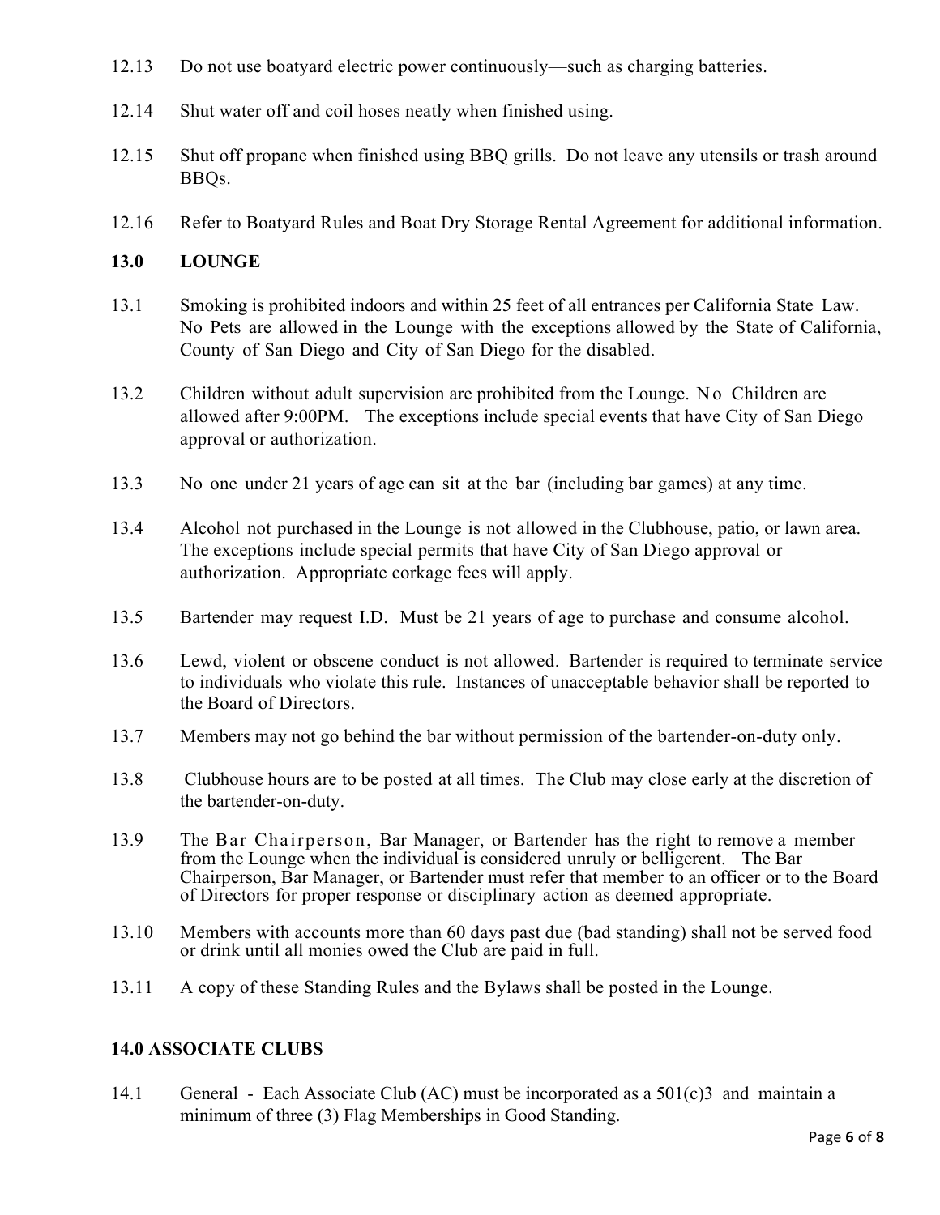12.13 Do not use boatyard electric power continuously—such as charging batteries.

12.14 Shut water off and coil hoses neatly when finished using.

12.15 Shut off propane when finished using BBQ grills. Do not leave any utensils or trash around BBQs.

12.16 Refer to Boatyard Rules and Boat Dry Storage Rental Agreement for additional information.

## 13.0 LOUNGE

13.1 Smoking is prohibited indoors and within 25 feet of all entrances per California State Law. No Pets are allowed in the Lounge with the exceptions allowed by the State of California, County of San Diego and City of San Diego for the disabled.

13.2 Children without adult supervision are prohibited from the Lounge. No Children are allowed after 9:00PM. The exceptions include special events that have City of San Diego approval or authorization.

13.3 No one under 21 years of age can sit at the bar (including bar games) at any time.

13.4 Alcohol not purchased in the Lounge is not allowed in the Clubhouse, patio, or lawn area. The exceptions include special permits that have City of San Diego approval or authorization. Appropriate corkage fees will apply.

13.5 Bartender may request I.D. Must be 21 years of age to purchase and consume alcohol.

13.6 Lewd, violent or obscene conduct is not allowed. Bartender is required to terminate service to individuals who violate this rule. Instances of unacceptable behavior shall be reported to the Board of Directors.

13.7 Members may not go behind the bar without permission of the bartender-on-duty only.

13.8 Clubhouse hours are to be posted at all times. The Club may close early at the discretion of the bartender-on-duty.

13.9 The Bar Chairperson, Bar Manager, or Bartender has the right to remove a member from the Lounge when the individual is considered unruly or belligerent. The Bar Chairperson, Bar Manager, or Bartender must refer that member to an officer or to the Board of Directors for proper response or disciplinary action as deemed appropriate.

13.10 Members with accounts more than 60 days past due (bad standing) shall not be served food or drink until all monies owed the Club are paid in full.

13.11 A copy of these Standing Rules and the Bylaws shall be posted in the Lounge.

## 14.0 ASSOCIATE CLUBS

14.1 General - Each Associate Club (AC) must be incorporated as a 501(c)3 and maintain a minimum of three (3) Flag Memberships in Good Standing.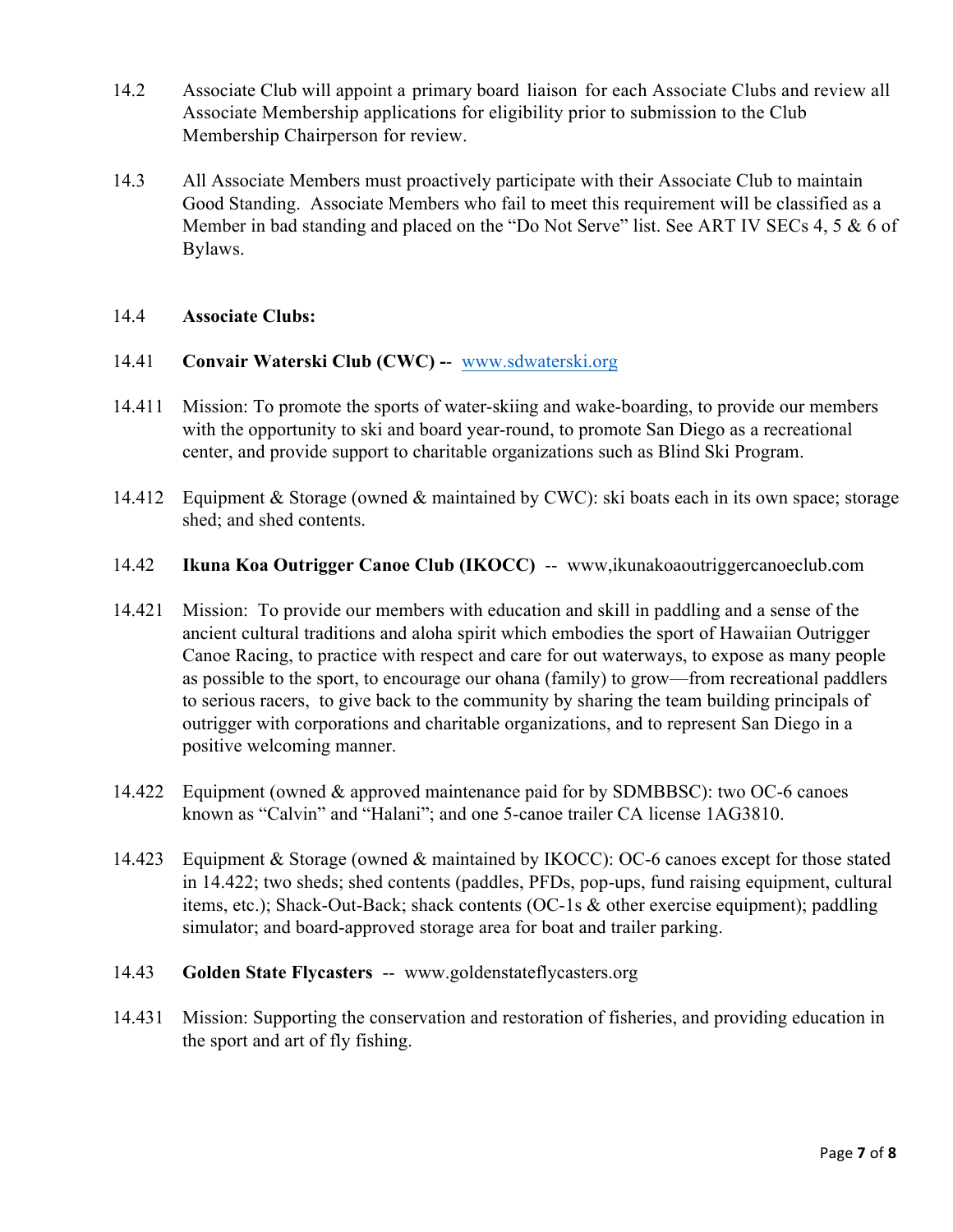14.2 Associate Club will appoint a primary board liaison for each Associate Clubs and review all Associate Membership applications for eligibility prior to submission to the Club Membership Chairperson for review.

14.3 All Associate Members must proactively participate with their Associate Club to maintain Good Standing. Associate Members who fail to meet this requirement will be classified as a Member in bad standing and placed on the "Do Not Serve" list. See ART IV SECs 4, 5 & 6 of Bylaws.

14.4 **Associate Clubs:**

14.41 **Convair Waterski Club (CWC) --** [www.sdwaterski.org](http://www.sdwaterski.org)

14.411 Mission: To promote the sports of water-skiing and wake-boarding, to provide our members with the opportunity to ski and board year-round, to promote San Diego as a recreational center, and provide support to charitable organizations such as Blind Ski Program.

14.412 Equipment & Storage (owned & maintained by CWC): ski boats each in its own space; storage shed; and shed contents.

14.42 **Ikuna Koa Outrigger Canoe Club (IKOCC)** -- www,ikunakoaoutriggercanoeclub.com

14.421 Mission: To provide our members with education and skill in paddling and a sense of the ancient cultural traditions and aloha spirit which embodies the sport of Hawaiian Outrigger Canoe Racing, to practice with respect and care for out waterways, to expose as many people as possible to the sport, to encourage our ohana (family) to grow—from recreational paddlers to serious racers, to give back to the community by sharing the team building principals of outrigger with corporations and charitable organizations, and to represent San Diego in a positive welcoming manner.

14.422 Equipment (owned & approved maintenance paid for by SDMBBSC): two OC-6 canoes known as "Calvin" and "Halani"; and one 5-canoe trailer CA license 1AG3810.

14.423 Equipment & Storage (owned & maintained by IKOCC): OC-6 canoes except for those stated in 14.422; two sheds; shed contents (paddles, PFDs, pop-ups, fund raising equipment, cultural items, etc.); Shack-Out-Back; shack contents (OC-1s & other exercise equipment); paddling simulator; and board-approved storage area for boat and trailer parking.

14.43 **Golden State Flycasters** -- www.goldenstateflycasters.org

14.431 Mission: Supporting the conservation and restoration of fisheries, and providing education in the sport and art of fly fishing.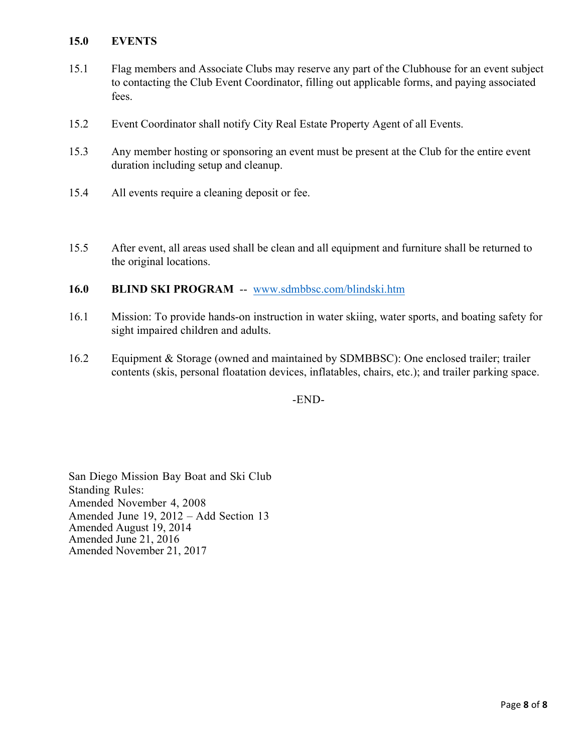## 15.0 EVENTS

15.1 Flag members and Associate Clubs may reserve any part of the Clubhouse for an event subject to contacting the Club Event Coordinator, filling out applicable forms, and paying associated fees.

15.2 Event Coordinator shall notify City Real Estate Property Agent of all Events.

15.3 Any member hosting or sponsoring an event must be present at the Club for the entire event duration including setup and cleanup.

15.4 All events require a cleaning deposit or fee.

15.5 After event, all areas used shall be clean and all equipment and furniture shall be returned to the original locations.

## 16.0 BLIND SKI PROGRAM -- [www.sdmbbsc.com/blindski.htm](www.sdmbbsc.com/blindski.htm)

16.1 Mission: To provide hands-on instruction in water skiing, water sports, and boating safety for sight impaired children and adults.

16.2 Equipment & Storage (owned and maintained by SDMBBSC): One enclosed trailer; trailer contents (skis, personal floatation devices, inflatables, chairs, etc.); and trailer parking space.

-END-

San Diego Mission Bay Boat and Ski Club
Standing Rules:
Amended November 4, 2008
Amended June 19, 2012 – Add Section 13
Amended August 19, 2014
Amended June 21, 2016
Amended November 21, 2017